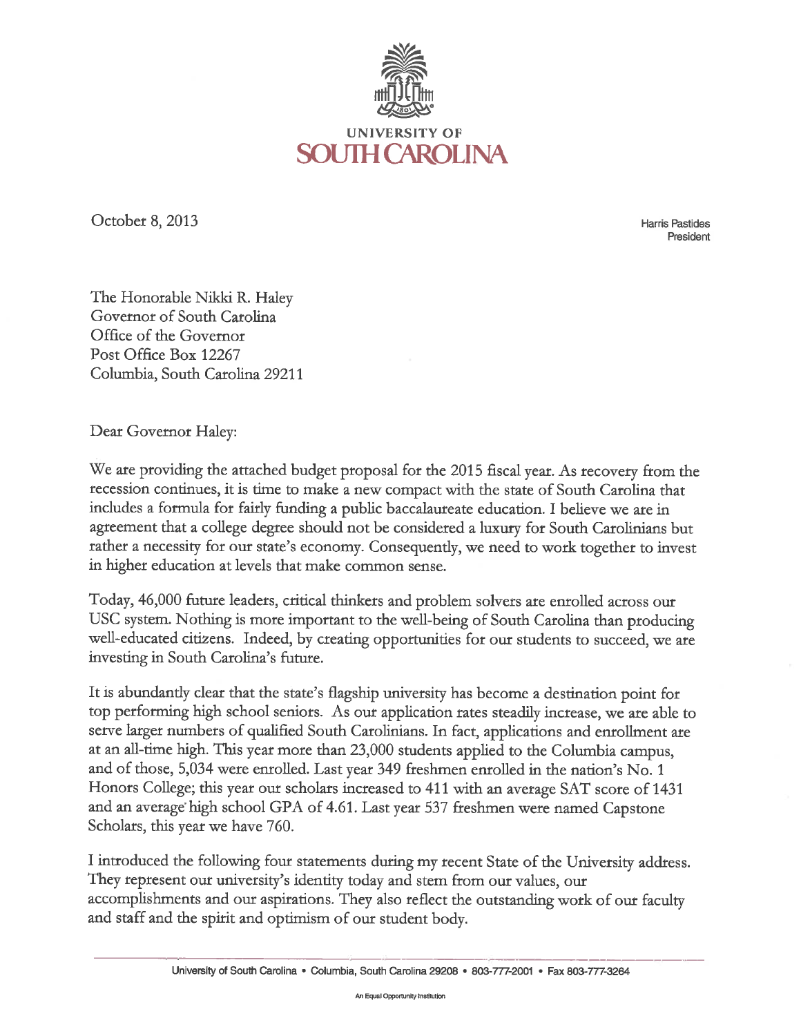UNIVERSITY OF
SOUTH CAROLINA

October 8, 2013

Harris Pastides
President

The Honorable Nikki R. Haley
Governor of South Carolina
Office of the Governor
Post Office Box 12267
Columbia, South Carolina 29211

Dear Governor Haley:

We are providing the attached budget proposal for the 2015 fiscal year. As recovery from the recession continues, it is time to make a new compact with the state of South Carolina that includes a formula for fairly funding a public baccalaureate education. I believe we are in agreement that a college degree should not be considered a luxury for South Carolinians but rather a necessity for our state's economy. Consequently, we need to work together to invest in higher education at levels that make common sense.

Today, 46,000 future leaders, critical thinkers and problem solvers are enrolled across our USC system. Nothing is more important to the well-being of South Carolina than producing well-educated citizens. Indeed, by creating opportunities for our students to succeed, we are investing in South Carolina's future.

It is abundantly clear that the state's flagship university has become a destination point for top performing high school seniors. As our application rates steadily increase, we are able to serve larger numbers of qualified South Carolinians. In fact, applications and enrollment are at an all-time high. This year more than 23,000 students applied to the Columbia campus, and of those, 5,034 were enrolled. Last year 349 freshmen enrolled in the nation's No. 1 Honors College; this year our scholars increased to 411 with an average SAT score of 1431 and an average high school GPA of 4.61. Last year 537 freshmen were named Capstone Scholars, this year we have 760.

I introduced the following four statements during my recent State of the University address. They represent our university's identity today and stem from our values, our accomplishments and our aspirations. They also reflect the outstanding work of our faculty and staff and the spirit and optimism of our student body.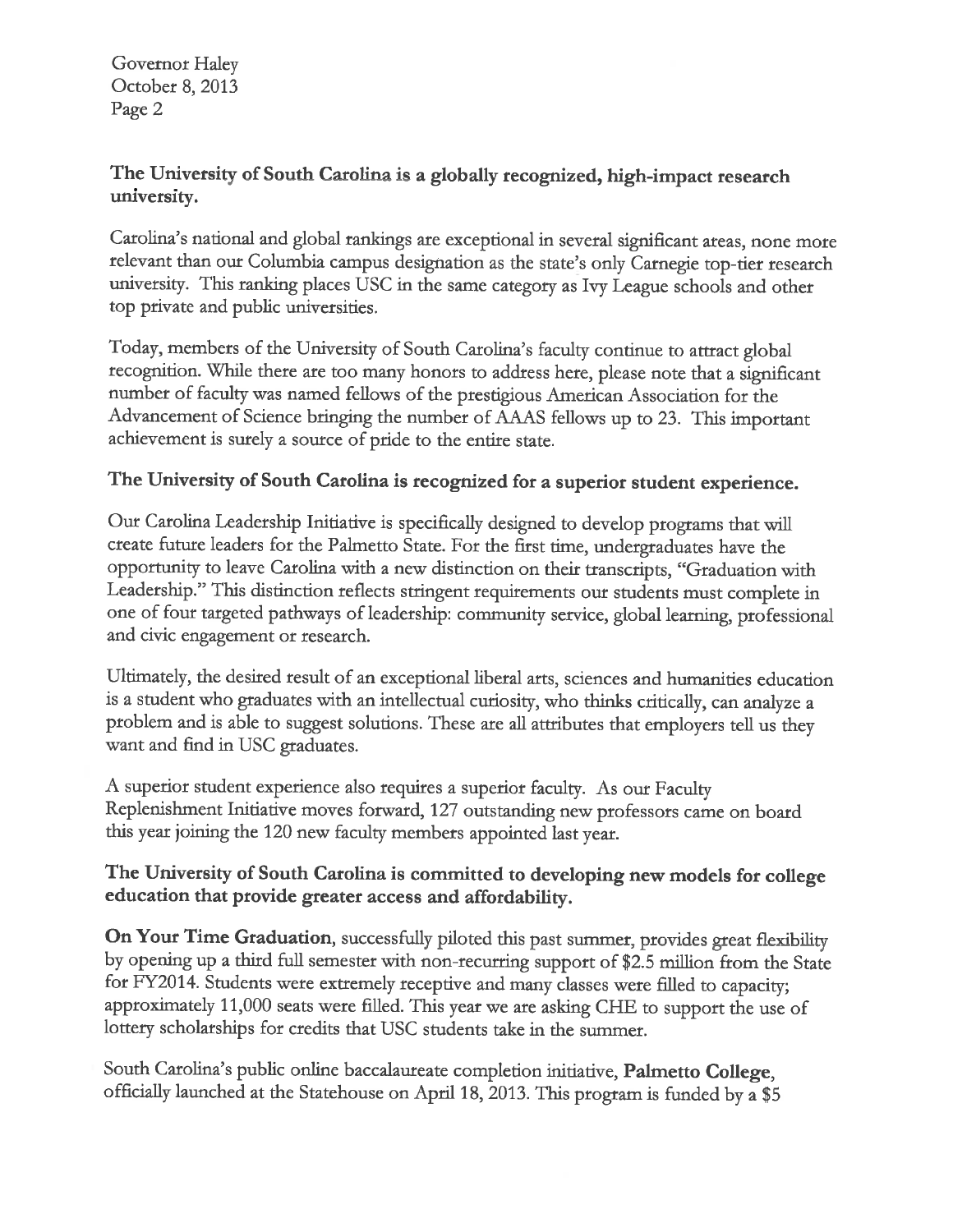## The University of South Carolina is a globally recognized, high-impact research university.

Carolina's national and global rankings are exceptional in several significant areas, none more relevant than our Columbia campus designation as the state's only Carnegie top-tier research university. This ranking places USC in the same category as Ivy League schools and other top private and public universities.

Today, members of the University of South Carolina's faculty continue to attract global recognition. While there are too many honors to address here, please note that a significant number of faculty was named fellows of the prestigious American Association for the Advancement of Science bringing the number of AAAS fellows up to 23. This important achievement is surely a source of pride to the entire state.

## The University of South Carolina is recognized for a superior student experience.

Our Carolina Leadership Initiative is specifically designed to develop programs that will create future leaders for the Palmetto State. For the first time, undergraduates have the opportunity to leave Carolina with a new distinction on their transcripts, "Graduation with Leadership." This distinction reflects stringent requirements our students must complete in one of four targeted pathways of leadership: community service, global learning, professional and civic engagement or research.

Ultimately, the desired result of an exceptional liberal arts, sciences and humanities education is a student who graduates with an intellectual curiosity, who thinks critically, can analyze a problem and is able to suggest solutions. These are all attributes that employers tell us they want and find in USC graduates.

A superior student experience also requires a superior faculty. As our Faculty Replenishment Initiative moves forward, 127 outstanding new professors came on board this year joining the 120 new faculty members appointed last year.

## The University of South Carolina is committed to developing new models for college education that provide greater access and affordability.

**On Your Time Graduation**, successfully piloted this past summer, provides great flexibility by opening up a third full semester with non-recurring support of $2.5 million from the State for FY2014. Students were extremely receptive and many classes were filled to capacity; approximately 11,000 seats were filled. This year we are asking CHE to support the use of lottery scholarships for credits that USC students take in the summer.

South Carolina's public online baccalaureate completion initiative, **Palmetto College**, officially launched at the Statehouse on April 18, 2013. This program is funded by a $5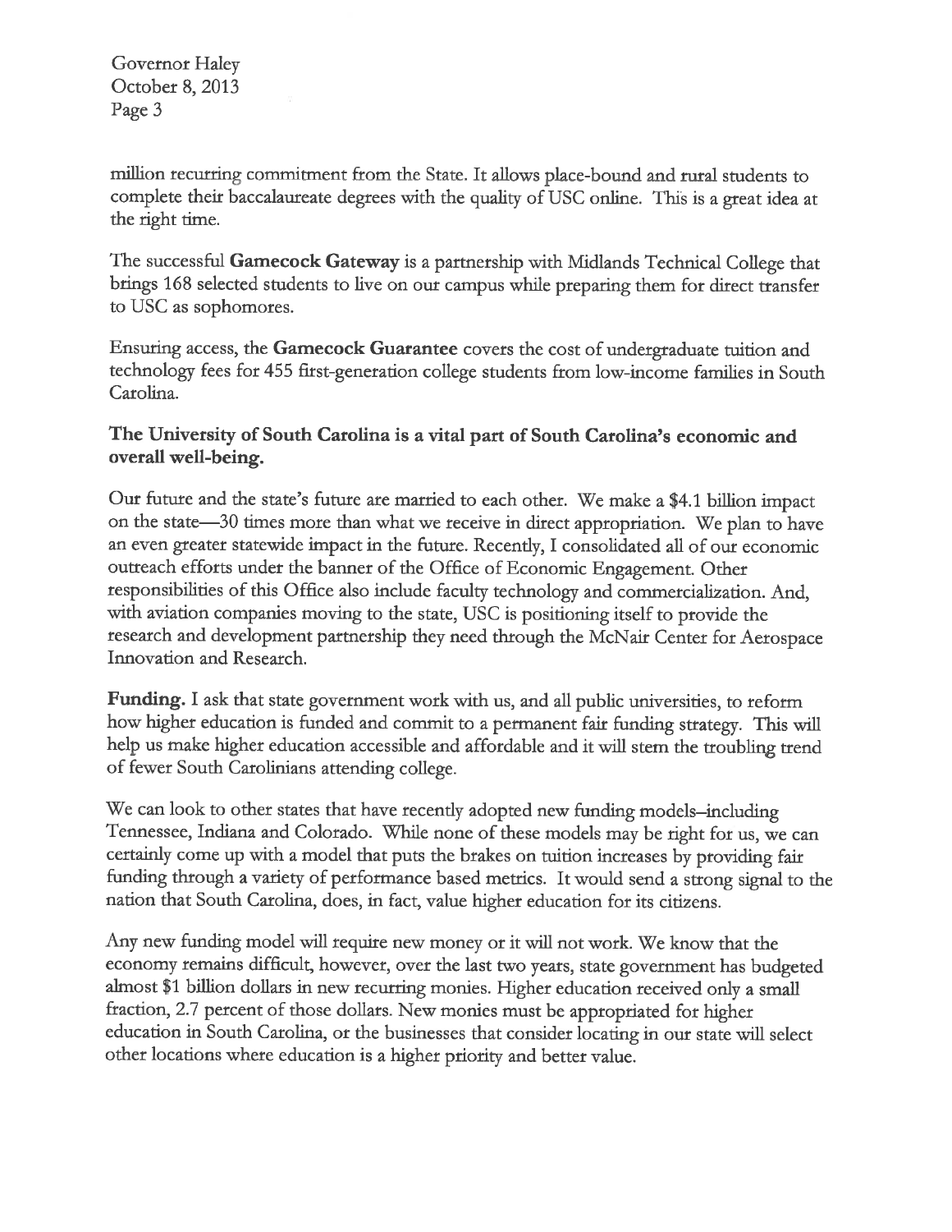million recurring commitment from the State. It allows place-bound and rural students to complete their baccalaureate degrees with the quality of USC online. This is a great idea at the right time.

The successful **Gamecock Gateway** is a partnership with Midlands Technical College that brings 168 selected students to live on our campus while preparing them for direct transfer to USC as sophomores.

Ensuring access, the **Gamecock Guarantee** covers the cost of undergraduate tuition and technology fees for 455 first-generation college students from low-income families in South Carolina.

**The University of South Carolina is a vital part of South Carolina's economic and overall well-being.**

Our future and the state's future are married to each other. We make a $4.1 billion impact on the state—30 times more than what we receive in direct appropriation. We plan to have an even greater statewide impact in the future. Recently, I consolidated all of our economic outreach efforts under the banner of the Office of Economic Engagement. Other responsibilities of this Office also include faculty technology and commercialization. And, with aviation companies moving to the state, USC is positioning itself to provide the research and development partnership they need through the McNair Center for Aerospace Innovation and Research.

**Funding.** I ask that state government work with us, and all public universities, to reform how higher education is funded and commit to a permanent fair funding strategy. This will help us make higher education accessible and affordable and it will stem the troubling trend of fewer South Carolinians attending college.

We can look to other states that have recently adopted new funding models–including Tennessee, Indiana and Colorado. While none of these models may be right for us, we can certainly come up with a model that puts the brakes on tuition increases by providing fair funding through a variety of performance based metrics. It would send a strong signal to the nation that South Carolina, does, in fact, value higher education for its citizens.

Any new funding model will require new money or it will not work. We know that the economy remains difficult, however, over the last two years, state government has budgeted almost $1 billion dollars in new recurring monies. Higher education received only a small fraction, 2.7 percent of those dollars. New monies must be appropriated for higher education in South Carolina, or the businesses that consider locating in our state will select other locations where education is a higher priority and better value.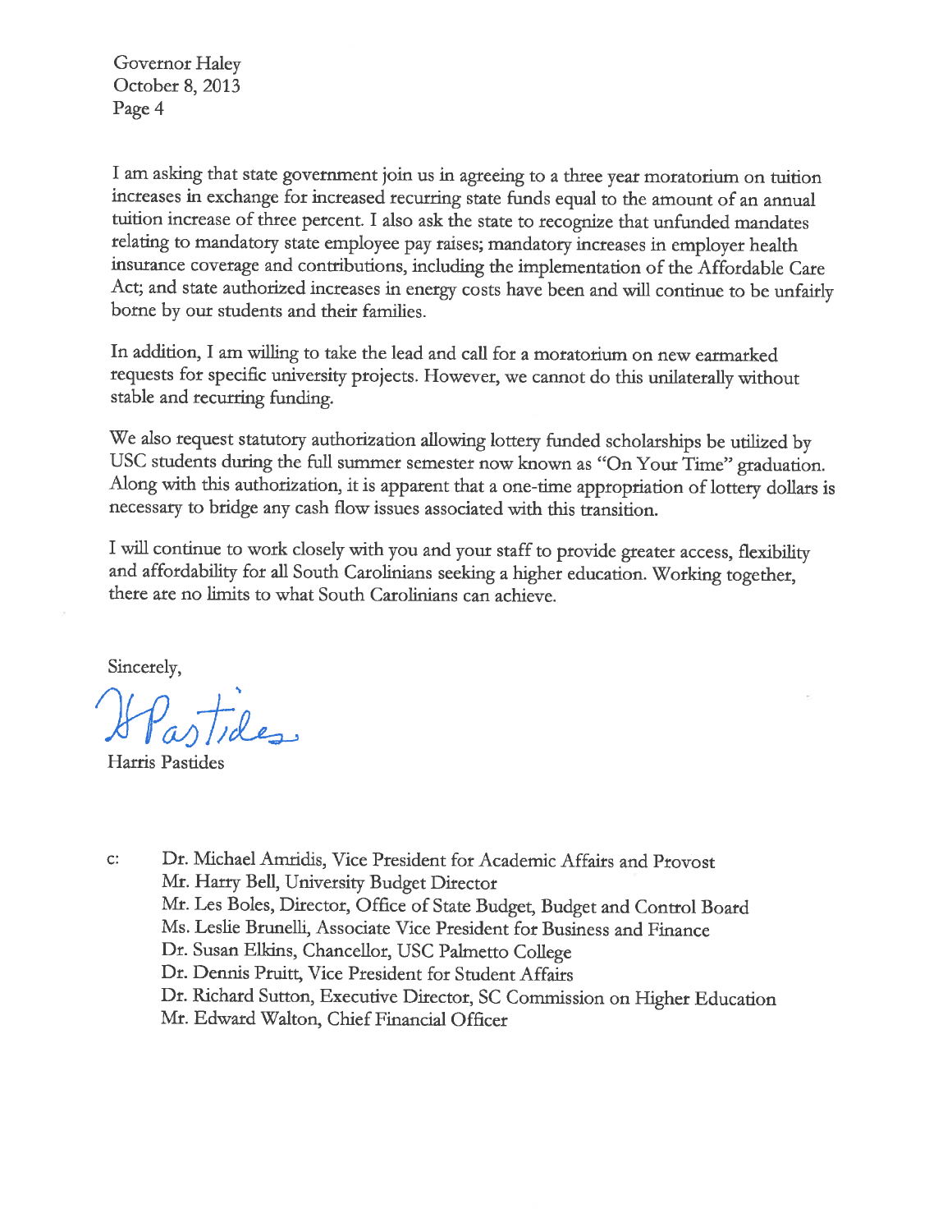I am asking that state government join us in agreeing to a three year moratorium on tuition increases in exchange for increased recurring state funds equal to the amount of an annual tuition increase of three percent. I also ask the state to recognize that unfunded mandates relating to mandatory state employee pay raises; mandatory increases in employer health insurance coverage and contributions, including the implementation of the Affordable Care Act; and state authorized increases in energy costs have been and will continue to be unfairly borne by our students and their families.

In addition, I am willing to take the lead and call for a moratorium on new earmarked requests for specific university projects. However, we cannot do this unilaterally without stable and recurring funding.

We also request statutory authorization allowing lottery funded scholarships be utilized by USC students during the full summer semester now known as "On Your Time" graduation. Along with this authorization, it is apparent that a one-time appropriation of lottery dollars is necessary to bridge any cash flow issues associated with this transition.

I will continue to work closely with you and your staff to provide greater access, flexibility and affordability for all South Carolinians seeking a higher education. Working together, there are no limits to what South Carolinians can achieve.

Sincerely,

H Pastides

Harris Pastides

c: Dr. Michael Amiridis, Vice President for Academic Affairs and Provost
Mr. Harry Bell, University Budget Director
Mr. Les Boles, Director, Office of State Budget, Budget and Control Board
Ms. Leslie Brunelli, Associate Vice President for Business and Finance
Dr. Susan Elkins, Chancellor, USC Palmetto College
Dr. Dennis Pruitt, Vice President for Student Affairs
Dr. Richard Sutton, Executive Director, SC Commission on Higher Education
Mr. Edward Walton, Chief Financial Officer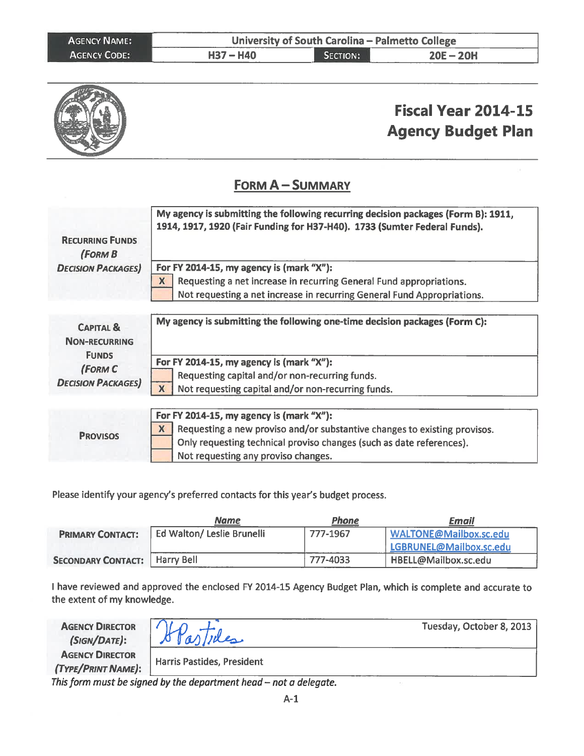| AGENCY NAME: | University of South Carolina – Palmetto College | | |
|---|---|---|---|
| AGENCY CODE: | H37 – H40 | SECTION: | 20E – 20H |

# Fiscal Year 2014-15 Agency Budget Plan

## FORM A – SUMMARY

| | |
|---|---|
| **RECURRING FUNDS** *(FORM B DECISION PACKAGES)* | **My agency is submitting the following recurring decision packages (Form B): 1911, 1914, 1917, 1920 (Fair Funding for H37-H40). 1733 (Sumter Federal Funds).** |
| | **For FY 2014-15, my agency is (mark "X"):** |
| | [X] Requesting a net increase in recurring General Fund appropriations. |
| | [ ] Not requesting a net increase in recurring General Fund Appropriations. |

| | |
|---|---|
| **CAPITAL & NON-RECURRING FUNDS** *(FORM C DECISION PACKAGES)* | **My agency is submitting the following one-time decision packages (Form C):** |
| | **For FY 2014-15, my agency is (mark "X"):** |
| | [ ] Requesting capital and/or non-recurring funds. |
| | [X] Not requesting capital and/or non-recurring funds. |

| | |
|---|---|
| **PROVISOS** | **For FY 2014-15, my agency is (mark "X"):** |
| | [X] Requesting a new proviso and/or substantive changes to existing provisos. |
| | [ ] Only requesting technical proviso changes (such as date references). |
| | [ ] Not requesting any proviso changes. |

Please identify your agency's preferred contacts for this year's budget process.

| | Name | Phone | Email |
|---|---|---|---|
| **PRIMARY CONTACT:** | Ed Walton/ Leslie Brunelli | 777-1967 | WALTONE@Mailbox.sc.edu LGBRUNEL@Mailbox.sc.edu |
| **SECONDARY CONTACT:** | Harry Bell | 777-4033 | HBELL@Mailbox.sc.edu |

I have reviewed and approved the enclosed FY 2014-15 Agency Budget Plan, which is complete and accurate to the extent of my knowledge.

| | | |
|---|---|---|
| **AGENCY DIRECTOR** *(SIGN/DATE)*: | H Pastides | Tuesday, October 8, 2013 |
| **AGENCY DIRECTOR** *(TYPE/PRINT NAME)*: | Harris Pastides, President | |

*This form must be signed by the department head – not a delegate.*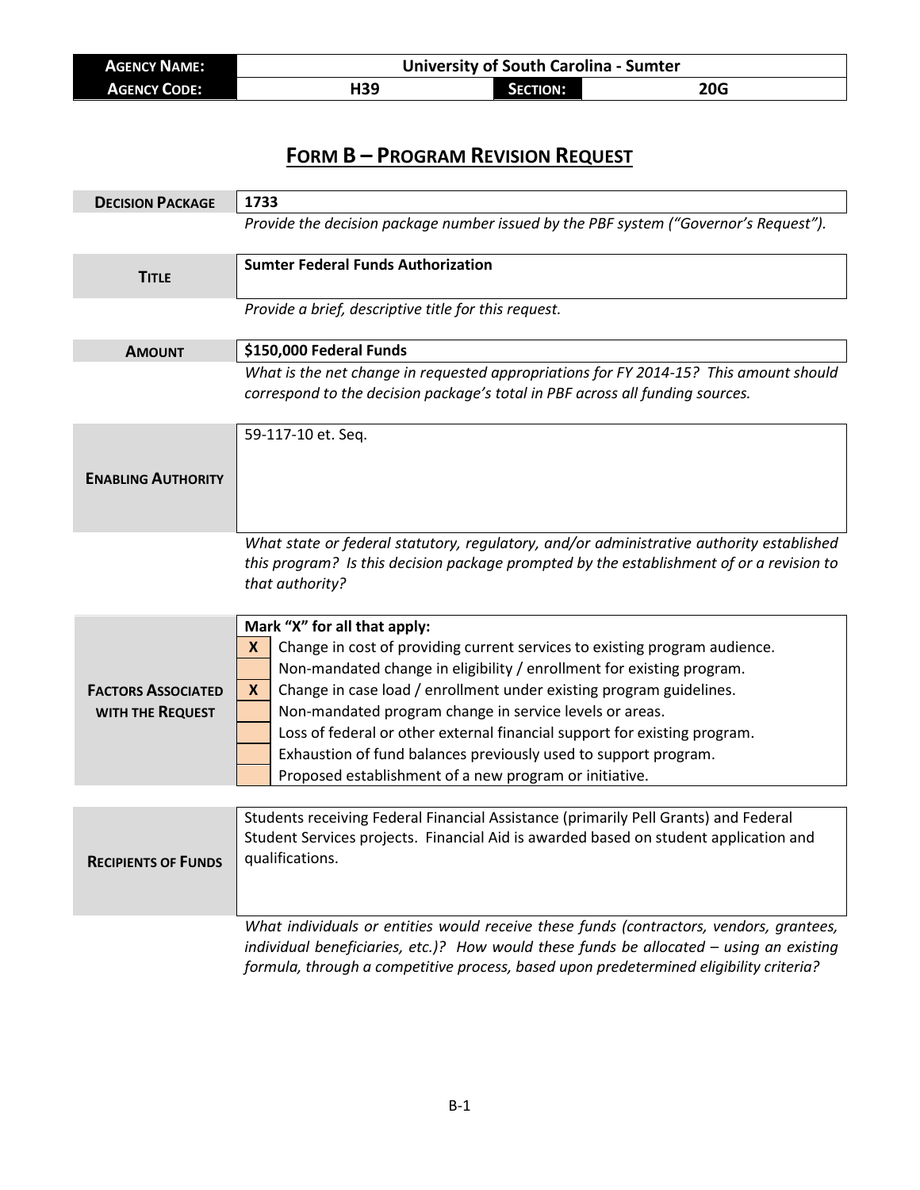| **Agency Name:** | University of South Carolina - Sumter | | |
|---|---|---|---|
| **Agency Code:** | H39 | **Section:** | 20G |

# Form B – Program Revision Request

| | |
|---|---|
| **Decision Package** | **1733** |
| | *Provide the decision package number issued by the PBF system ("Governor's Request").* |
| **Title** | **Sumter Federal Funds Authorization** |
| | *Provide a brief, descriptive title for this request.* |
| **Amount** | **$150,000 Federal Funds** |
| | *What is the net change in requested appropriations for FY 2014-15? This amount should correspond to the decision package's total in PBF across all funding sources.* |
| **Enabling Authority** | 59-117-10 et. Seq. |
| | *What state or federal statutory, regulatory, and/or administrative authority established this program? Is this decision package prompted by the establishment of or a revision to that authority?* |

**Factors Associated with the Request**

**Mark "X" for all that apply:**

| | |
|---|---|
| **X** | Change in cost of providing current services to existing program audience. |
| | Non-mandated change in eligibility / enrollment for existing program. |
| **X** | Change in case load / enrollment under existing program guidelines. |
| | Non-mandated program change in service levels or areas. |
| | Loss of federal or other external financial support for existing program. |
| | Exhaustion of fund balances previously used to support program. |
| | Proposed establishment of a new program or initiative. |

| | |
|---|---|
| **Recipients of Funds** | Students receiving Federal Financial Assistance (primarily Pell Grants) and Federal Student Services projects. Financial Aid is awarded based on student application and qualifications. |
| | *What individuals or entities would receive these funds (contractors, vendors, grantees, individual beneficiaries, etc.)? How would these funds be allocated – using an existing formula, through a competitive process, based upon predetermined eligibility criteria?* |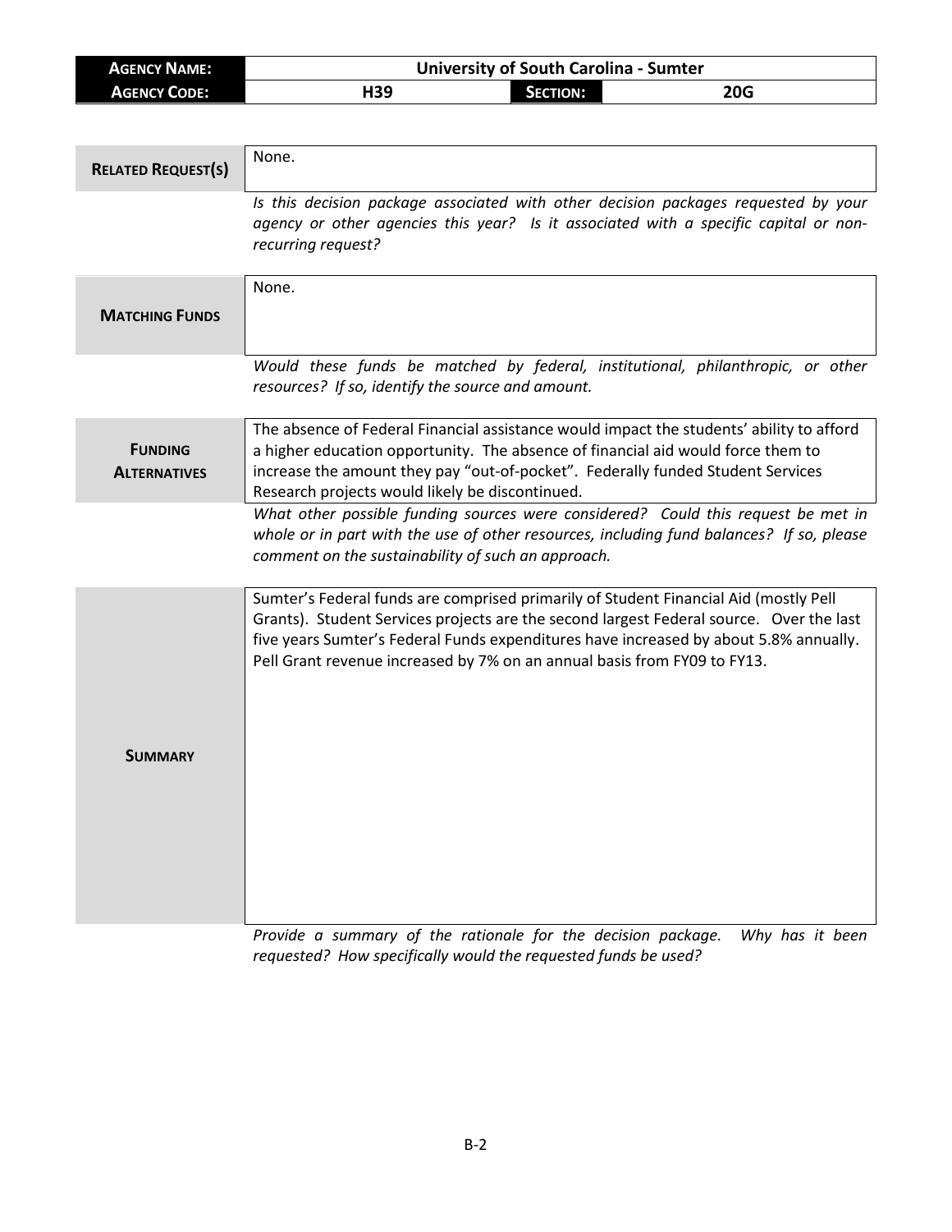| **AGENCY NAME:** | University of South Carolina - Sumter | | |
|---|---|---|---|
| **AGENCY CODE:** | H39 | **SECTION:** | 20G |

| **RELATED REQUEST(S)** | None. |
|---|---|
| | *Is this decision package associated with other decision packages requested by your agency or other agencies this year? Is it associated with a specific capital or non-recurring request?* |
| **MATCHING FUNDS** | None. |
| | *Would these funds be matched by federal, institutional, philanthropic, or other resources? If so, identify the source and amount.* |
| **FUNDING ALTERNATIVES** | The absence of Federal Financial assistance would impact the students' ability to afford a higher education opportunity. The absence of financial aid would force them to increase the amount they pay "out-of-pocket". Federally funded Student Services Research projects would likely be discontinued. |
| | *What other possible funding sources were considered? Could this request be met in whole or in part with the use of other resources, including fund balances? If so, please comment on the sustainability of such an approach.* |
| **SUMMARY** | Sumter's Federal funds are comprised primarily of Student Financial Aid (mostly Pell Grants). Student Services projects are the second largest Federal source. Over the last five years Sumter's Federal Funds expenditures have increased by about 5.8% annually. Pell Grant revenue increased by 7% on an annual basis from FY09 to FY13. |
| | *Provide a summary of the rationale for the decision package. Why has it been requested? How specifically would the requested funds be used?* |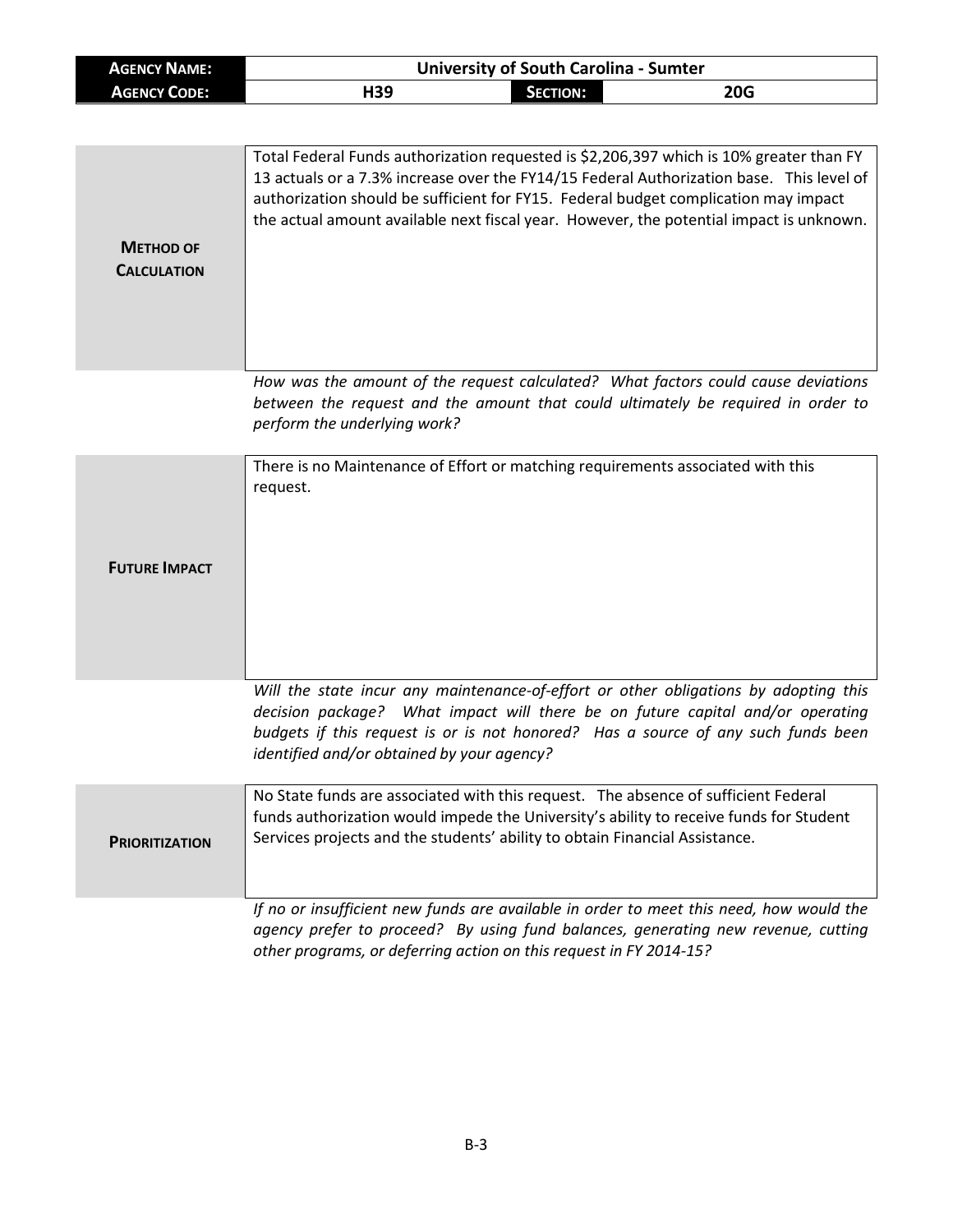| **AGENCY NAME:** | University of South Carolina - Sumter | | |
| --- | --- | --- | --- |
| **AGENCY CODE:** | H39 | **SECTION:** | 20G |

| | |
| --- | --- |
| **METHOD OF CALCULATION** | Total Federal Funds authorization requested is $2,206,397 which is 10% greater than FY 13 actuals or a 7.3% increase over the FY14/15 Federal Authorization base. This level of authorization should be sufficient for FY15. Federal budget complication may impact the actual amount available next fiscal year. However, the potential impact is unknown. |

*How was the amount of the request calculated? What factors could cause deviations between the request and the amount that could ultimately be required in order to perform the underlying work?*

| | |
| --- | --- |
| **FUTURE IMPACT** | There is no Maintenance of Effort or matching requirements associated with this request. |

*Will the state incur any maintenance-of-effort or other obligations by adopting this decision package? What impact will there be on future capital and/or operating budgets if this request is or is not honored? Has a source of any such funds been identified and/or obtained by your agency?*

| | |
| --- | --- |
| **PRIORITIZATION** | No State funds are associated with this request. The absence of sufficient Federal funds authorization would impede the University's ability to receive funds for Student Services projects and the students' ability to obtain Financial Assistance. |

*If no or insufficient new funds are available in order to meet this need, how would the agency prefer to proceed? By using fund balances, generating new revenue, cutting other programs, or deferring action on this request in FY 2014-15?*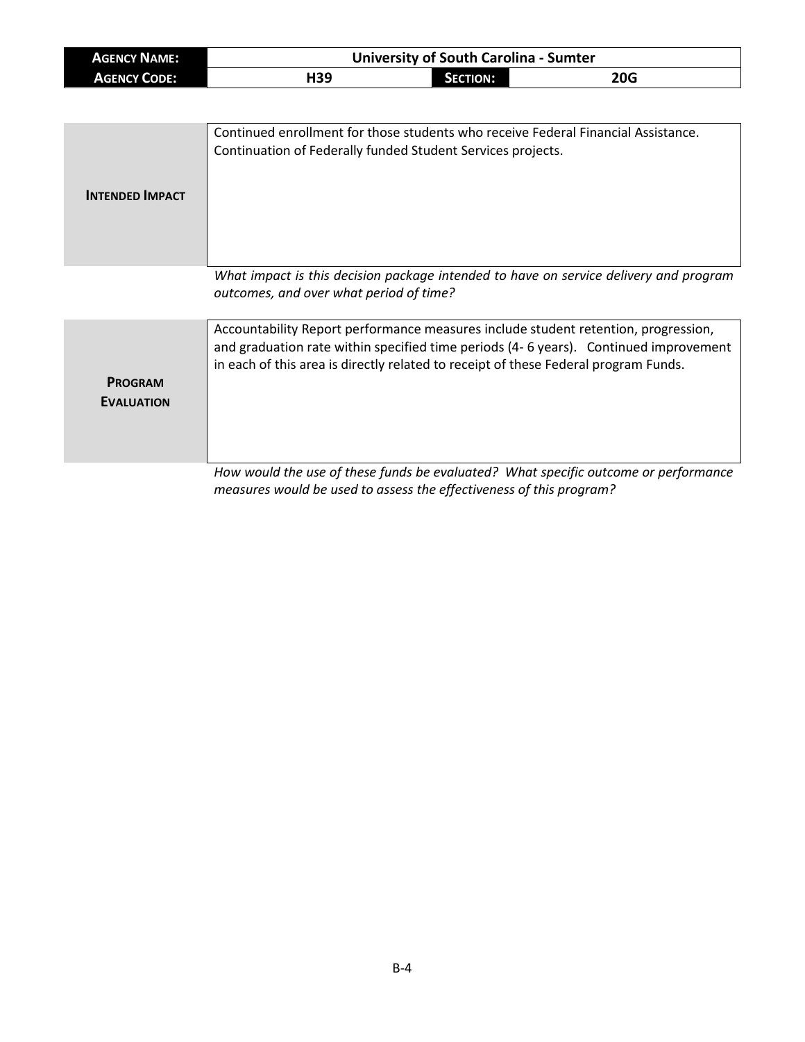| **AGENCY NAME:** | University of South Carolina - Sumter | | |
| --- | --- | --- | --- |
| **AGENCY CODE:** | H39 | **SECTION:** | 20G |

| | |
| --- | --- |
| **INTENDED IMPACT** | Continued enrollment for those students who receive Federal Financial Assistance. Continuation of Federally funded Student Services projects. |

*What impact is this decision package intended to have on service delivery and program outcomes, and over what period of time?*

| | |
| --- | --- |
| **PROGRAM EVALUATION** | Accountability Report performance measures include student retention, progression, and graduation rate within specified time periods (4- 6 years). Continued improvement in each of this area is directly related to receipt of these Federal program Funds. |

*How would the use of these funds be evaluated? What specific outcome or performance measures would be used to assess the effectiveness of this program?*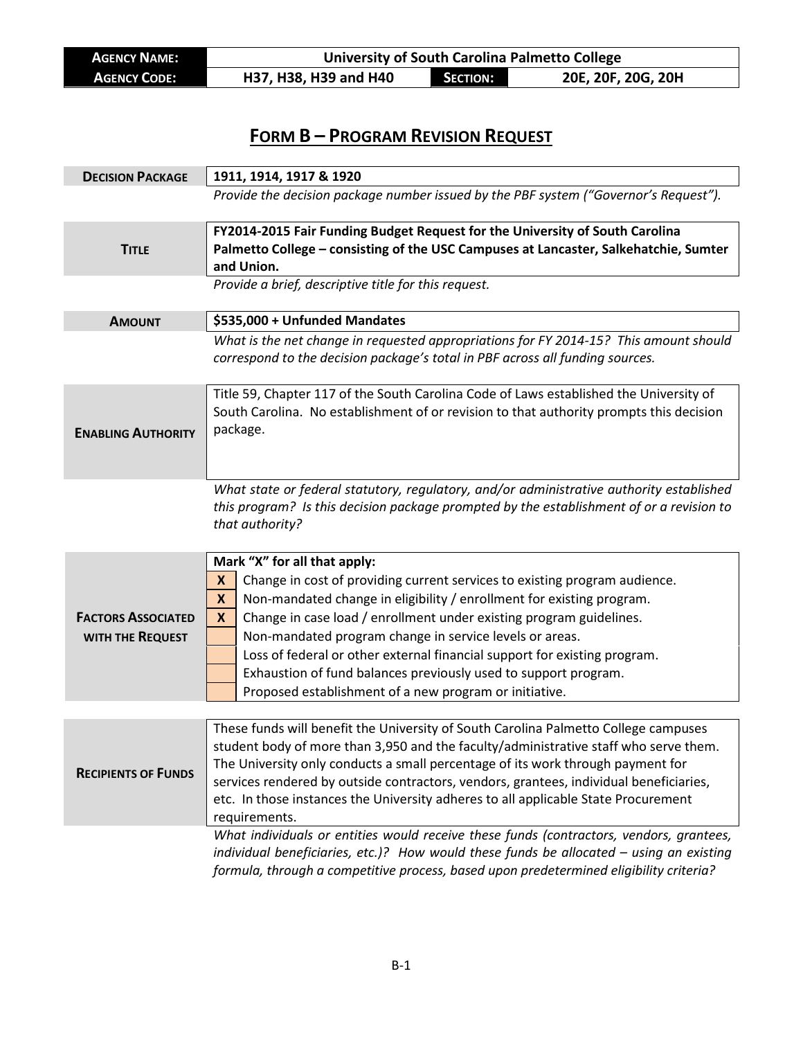| AGENCY NAME: | University of South Carolina Palmetto College | | |
|---|---|---|---|
| AGENCY CODE: | H37, H38, H39 and H40 | SECTION: | 20E, 20F, 20G, 20H |

# FORM B – PROGRAM REVISION REQUEST

| | |
|---|---|
| **DECISION PACKAGE** | **1911, 1914, 1917 & 1920** |
| | *Provide the decision package number issued by the PBF system ("Governor's Request").* |
| **TITLE** | **FY2014-2015 Fair Funding Budget Request for the University of South Carolina Palmetto College – consisting of the USC Campuses at Lancaster, Salkehatchie, Sumter and Union.** |
| | *Provide a brief, descriptive title for this request.* |
| **AMOUNT** | **$535,000 + Unfunded Mandates** |
| | *What is the net change in requested appropriations for FY 2014-15? This amount should correspond to the decision package's total in PBF across all funding sources.* |
| **ENABLING AUTHORITY** | Title 59, Chapter 117 of the South Carolina Code of Laws established the University of South Carolina. No establishment of or revision to that authority prompts this decision package. |
| | *What state or federal statutory, regulatory, and/or administrative authority established this program? Is this decision package prompted by the establishment of or a revision to that authority?* |

**FACTORS ASSOCIATED WITH THE REQUEST**

**Mark "X" for all that apply:**

| | |
|---|---|
| X | Change in cost of providing current services to existing program audience. |
| X | Non-mandated change in eligibility / enrollment for existing program. |
| X | Change in case load / enrollment under existing program guidelines. |
| | Non-mandated program change in service levels or areas. |
| | Loss of federal or other external financial support for existing program. |
| | Exhaustion of fund balances previously used to support program. |
| | Proposed establishment of a new program or initiative. |

| | |
|---|---|
| **RECIPIENTS OF FUNDS** | These funds will benefit the University of South Carolina Palmetto College campuses student body of more than 3,950 and the faculty/administrative staff who serve them. The University only conducts a small percentage of its work through payment for services rendered by outside contractors, vendors, grantees, individual beneficiaries, etc. In those instances the University adheres to all applicable State Procurement requirements. |
| | *What individuals or entities would receive these funds (contractors, vendors, grantees, individual beneficiaries, etc.)? How would these funds be allocated – using an existing formula, through a competitive process, based upon predetermined eligibility criteria?* |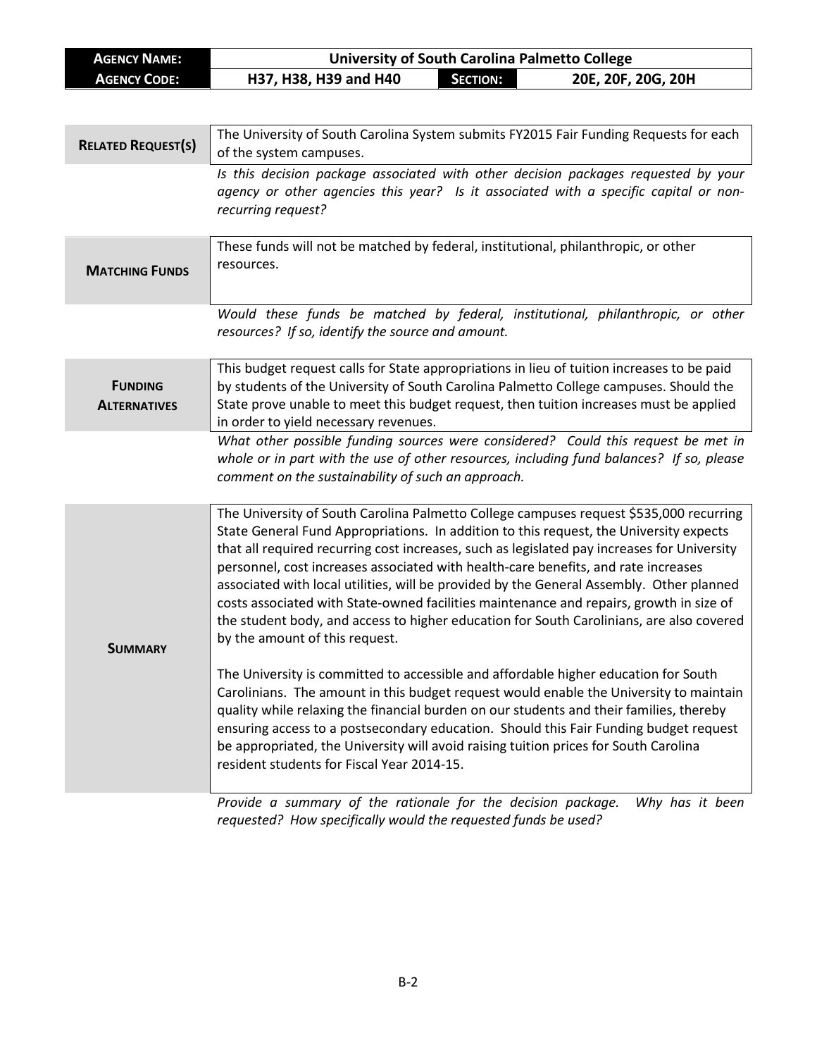| **AGENCY NAME:** | University of South Carolina Palmetto College | | |
|---|---|---|---|
| **AGENCY CODE:** | H37, H38, H39 and H40 | **SECTION:** | 20E, 20F, 20G, 20H |

| | |
|---|---|
| **RELATED REQUEST(S)** | The University of South Carolina System submits FY2015 Fair Funding Requests for each of the system campuses. |
| | *Is this decision package associated with other decision packages requested by your agency or other agencies this year? Is it associated with a specific capital or non-recurring request?* |
| **MATCHING FUNDS** | These funds will not be matched by federal, institutional, philanthropic, or other resources. |
| | *Would these funds be matched by federal, institutional, philanthropic, or other resources? If so, identify the source and amount.* |
| **FUNDING ALTERNATIVES** | This budget request calls for State appropriations in lieu of tuition increases to be paid by students of the University of South Carolina Palmetto College campuses. Should the State prove unable to meet this budget request, then tuition increases must be applied in order to yield necessary revenues. |
| | *What other possible funding sources were considered? Could this request be met in whole or in part with the use of other resources, including fund balances? If so, please comment on the sustainability of such an approach.* |
| **SUMMARY** | The University of South Carolina Palmetto College campuses request $535,000 recurring State General Fund Appropriations. In addition to this request, the University expects that all required recurring cost increases, such as legislated pay increases for University personnel, cost increases associated with health-care benefits, and rate increases associated with local utilities, will be provided by the General Assembly. Other planned costs associated with State-owned facilities maintenance and repairs, growth in size of the student body, and access to higher education for South Carolinians, are also covered by the amount of this request.<br><br>The University is committed to accessible and affordable higher education for South Carolinians. The amount in this budget request would enable the University to maintain quality while relaxing the financial burden on our students and their families, thereby ensuring access to a postsecondary education. Should this Fair Funding budget request be appropriated, the University will avoid raising tuition prices for South Carolina resident students for Fiscal Year 2014-15. |
| | *Provide a summary of the rationale for the decision package. Why has it been requested? How specifically would the requested funds be used?* |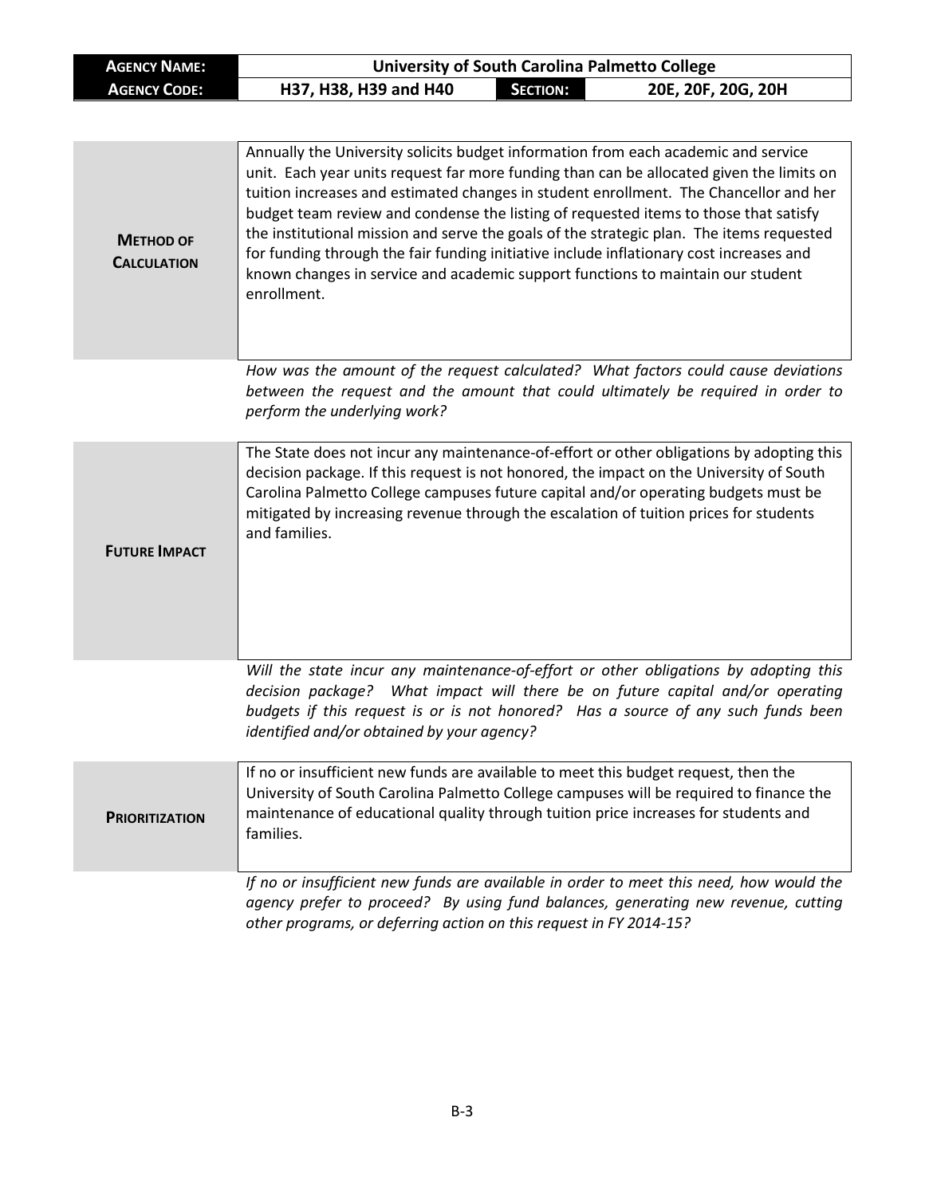| AGENCY NAME: | University of South Carolina Palmetto College | | |
|---|---|---|---|
| AGENCY CODE: | H37, H38, H39 and H40 | SECTION: | 20E, 20F, 20G, 20H |

| | |
|---|---|
| **METHOD OF CALCULATION** | Annually the University solicits budget information from each academic and service unit. Each year units request far more funding than can be allocated given the limits on tuition increases and estimated changes in student enrollment. The Chancellor and her budget team review and condense the listing of requested items to those that satisfy the institutional mission and serve the goals of the strategic plan. The items requested for funding through the fair funding initiative include inflationary cost increases and known changes in service and academic support functions to maintain our student enrollment. |

*How was the amount of the request calculated? What factors could cause deviations between the request and the amount that could ultimately be required in order to perform the underlying work?*

| | |
|---|---|
| **FUTURE IMPACT** | The State does not incur any maintenance-of-effort or other obligations by adopting this decision package. If this request is not honored, the impact on the University of South Carolina Palmetto College campuses future capital and/or operating budgets must be mitigated by increasing revenue through the escalation of tuition prices for students and families. |

*Will the state incur any maintenance-of-effort or other obligations by adopting this decision package? What impact will there be on future capital and/or operating budgets if this request is or is not honored? Has a source of any such funds been identified and/or obtained by your agency?*

| | |
|---|---|
| **PRIORITIZATION** | If no or insufficient new funds are available to meet this budget request, then the University of South Carolina Palmetto College campuses will be required to finance the maintenance of educational quality through tuition price increases for students and families. |

*If no or insufficient new funds are available in order to meet this need, how would the agency prefer to proceed? By using fund balances, generating new revenue, cutting other programs, or deferring action on this request in FY 2014-15?*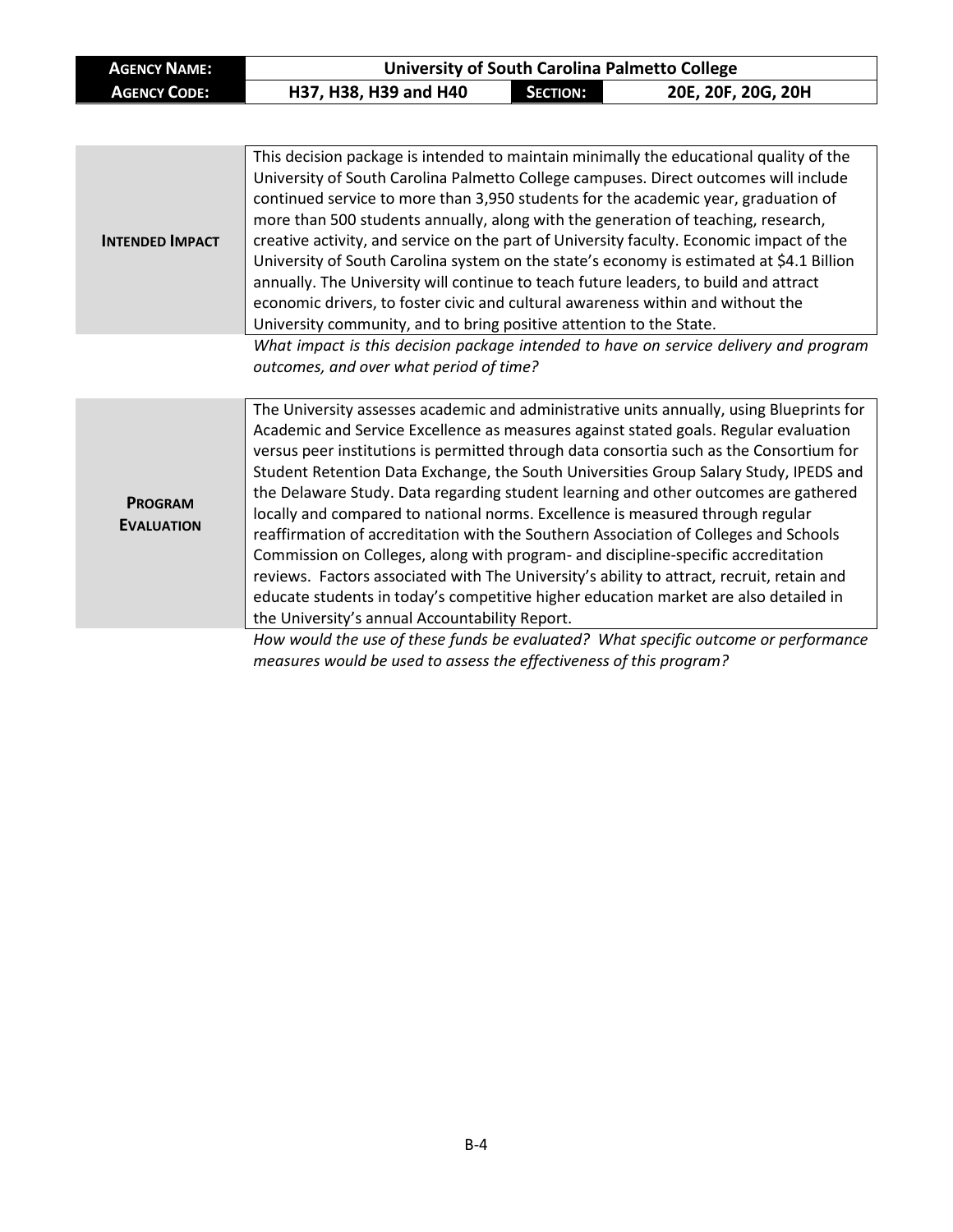| AGENCY NAME: | University of South Carolina Palmetto College | | |
|---|---|---|---|
| AGENCY CODE: | H37, H38, H39 and H40 | SECTION: | 20E, 20F, 20G, 20H |

| | |
|---|---|
| **INTENDED IMPACT** | This decision package is intended to maintain minimally the educational quality of the University of South Carolina Palmetto College campuses. Direct outcomes will include continued service to more than 3,950 students for the academic year, graduation of more than 500 students annually, along with the generation of teaching, research, creative activity, and service on the part of University faculty. Economic impact of the University of South Carolina system on the state's economy is estimated at $4.1 Billion annually. The University will continue to teach future leaders, to build and attract economic drivers, to foster civic and cultural awareness within and without the University community, and to bring positive attention to the State. |
| | *What impact is this decision package intended to have on service delivery and program outcomes, and over what period of time?* |
| **PROGRAM EVALUATION** | The University assesses academic and administrative units annually, using Blueprints for Academic and Service Excellence as measures against stated goals. Regular evaluation versus peer institutions is permitted through data consortia such as the Consortium for Student Retention Data Exchange, the South Universities Group Salary Study, IPEDS and the Delaware Study. Data regarding student learning and other outcomes are gathered locally and compared to national norms. Excellence is measured through regular reaffirmation of accreditation with the Southern Association of Colleges and Schools Commission on Colleges, along with program- and discipline-specific accreditation reviews. Factors associated with The University's ability to attract, recruit, retain and educate students in today's competitive higher education market are also detailed in the University's annual Accountability Report. |
| | *How would the use of these funds be evaluated? What specific outcome or performance measures would be used to assess the effectiveness of this program?* |